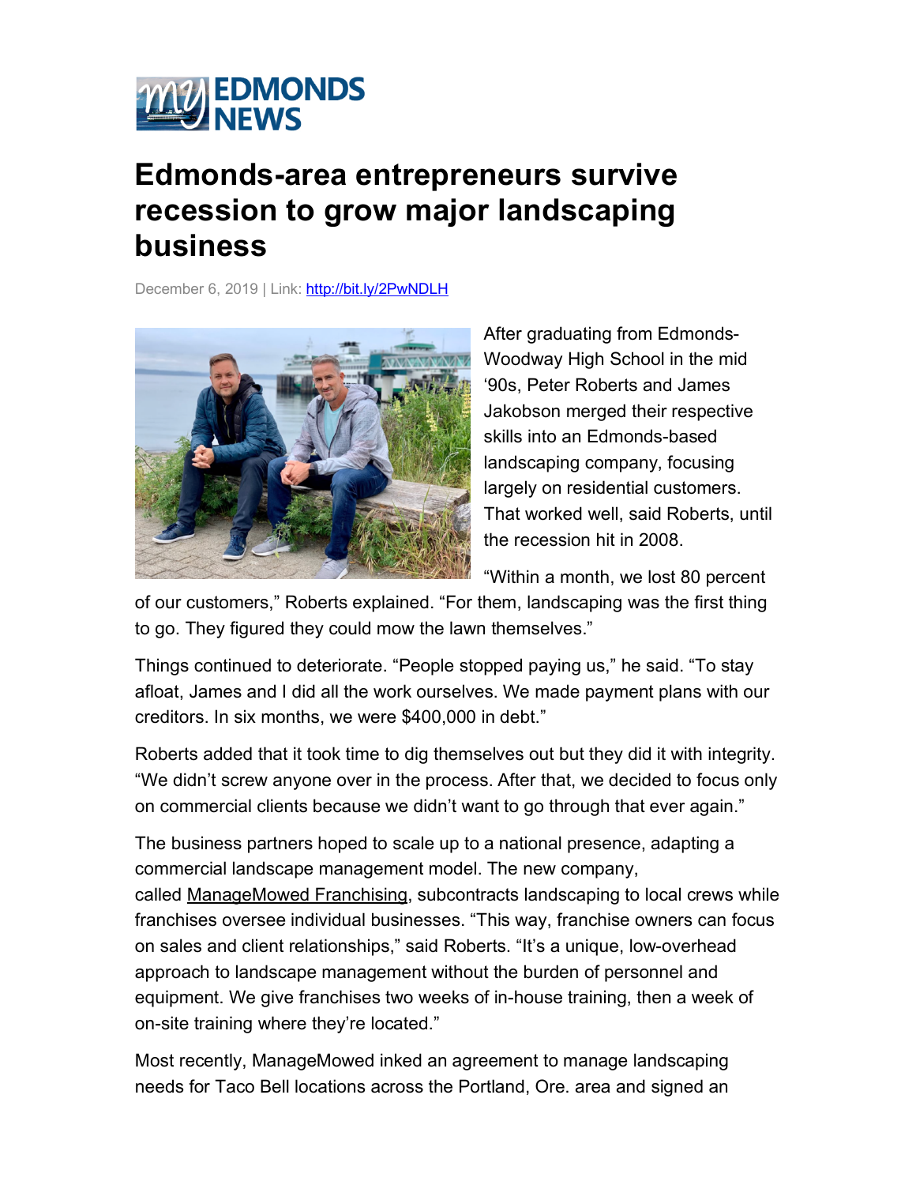MY EDMONDS NEWS

# Edmonds-area entrepreneurs survive recession to grow major landscaping business

December 6, 2019 | Link: http://bit.ly/2PwNDLH

After graduating from Edmonds-Woodway High School in the mid '90s, Peter Roberts and James Jakobson merged their respective skills into an Edmonds-based landscaping company, focusing largely on residential customers. That worked well, said Roberts, until the recession hit in 2008.

"Within a month, we lost 80 percent of our customers," Roberts explained. "For them, landscaping was the first thing to go. They figured they could mow the lawn themselves."

Things continued to deteriorate. "People stopped paying us," he said. "To stay afloat, James and I did all the work ourselves. We made payment plans with our creditors. In six months, we were $400,000 in debt."

Roberts added that it took time to dig themselves out but they did it with integrity. "We didn't screw anyone over in the process. After that, we decided to focus only on commercial clients because we didn't want to go through that ever again."

The business partners hoped to scale up to a national presence, adapting a commercial landscape management model. The new company, called ManageMowed Franchising, subcontracts landscaping to local crews while franchises oversee individual businesses. "This way, franchise owners can focus on sales and client relationships," said Roberts. "It's a unique, low-overhead approach to landscape management without the burden of personnel and equipment. We give franchises two weeks of in-house training, then a week of on-site training where they're located."

Most recently, ManageMowed inked an agreement to manage landscaping needs for Taco Bell locations across the Portland, Ore. area and signed an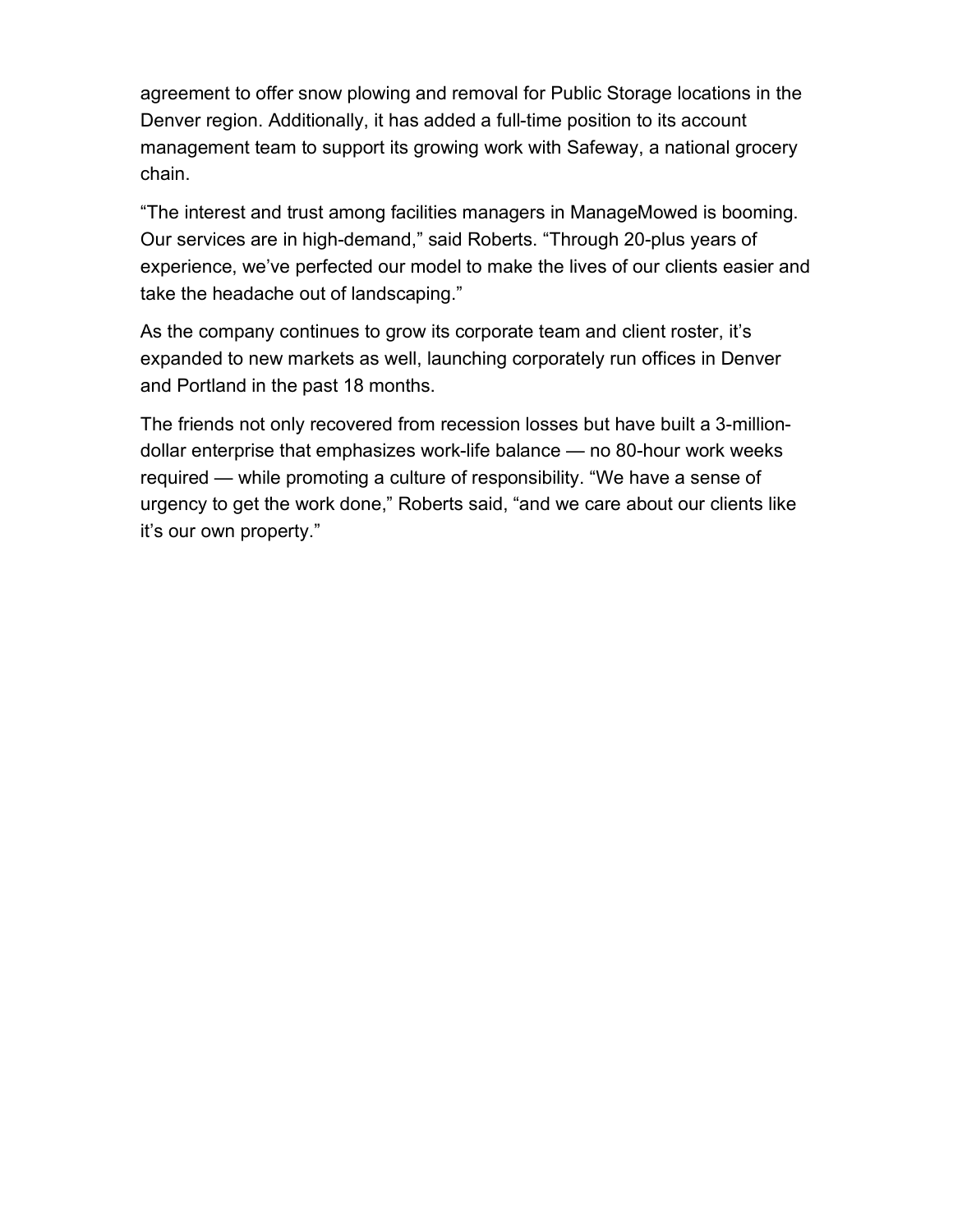agreement to offer snow plowing and removal for Public Storage locations in the Denver region. Additionally, it has added a full-time position to its account management team to support its growing work with Safeway, a national grocery chain.

“The interest and trust among facilities managers in ManageMowed is booming. Our services are in high-demand,” said Roberts. “Through 20-plus years of experience, we’ve perfected our model to make the lives of our clients easier and take the headache out of landscaping.”

As the company continues to grow its corporate team and client roster, it’s expanded to new markets as well, launching corporately run offices in Denver and Portland in the past 18 months.

The friends not only recovered from recession losses but have built a 3-million-dollar enterprise that emphasizes work-life balance — no 80-hour work weeks required — while promoting a culture of responsibility. “We have a sense of urgency to get the work done,” Roberts said, “and we care about our clients like it’s our own property.”